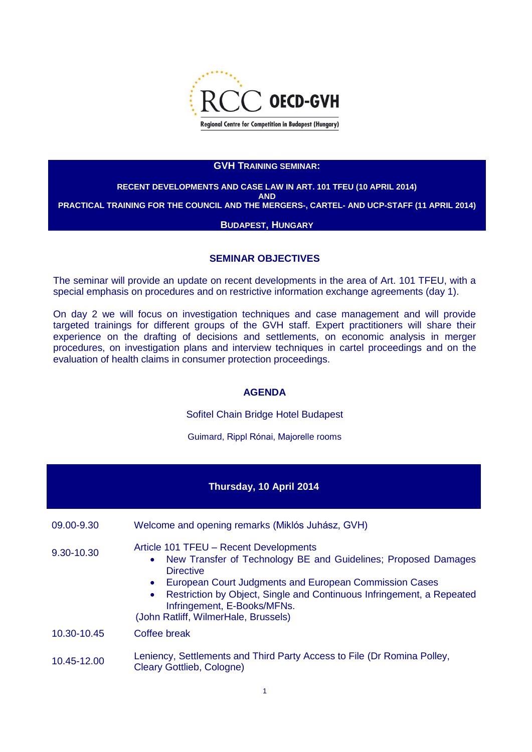RCC OECD-GVH

Regional Centre for Competition in Budapest (Hungary)

## GVH TRAINING SEMINAR:

**RECENT DEVELOPMENTS AND CASE LAW IN ART. 101 TFEU (10 APRIL 2014)**
**AND**
**PRACTICAL TRAINING FOR THE COUNCIL AND THE MERGERS-, CARTEL- AND UCP-STAFF (11 APRIL 2014)**

**BUDAPEST, HUNGARY**

### SEMINAR OBJECTIVES

The seminar will provide an update on recent developments in the area of Art. 101 TFEU, with a special emphasis on procedures and on restrictive information exchange agreements (day 1).

On day 2 we will focus on investigation techniques and case management and will provide targeted trainings for different groups of the GVH staff. Expert practitioners will share their experience on the drafting of decisions and settlements, on economic analysis in merger procedures, on investigation plans and interview techniques in cartel proceedings and on the evaluation of health claims in consumer protection proceedings.

### AGENDA

Sofitel Chain Bridge Hotel Budapest

Guimard, Rippl Rónai, Majorelle rooms

**Thursday, 10 April 2014**

| | |
|---|---|
| 09.00-9.30 | Welcome and opening remarks (Miklós Juhász, GVH) |
| 9.30-10.30 | Article 101 TFEU – Recent Developments<br>• New Transfer of Technology BE and Guidelines; Proposed Damages Directive<br>• European Court Judgments and European Commission Cases<br>• Restriction by Object, Single and Continuous Infringement, a Repeated Infringement, E-Books/MFNs.<br>(John Ratliff, WilmerHale, Brussels) |
| 10.30-10.45 | Coffee break |
| 10.45-12.00 | Leniency, Settlements and Third Party Access to File (Dr Romina Polley, Cleary Gottlieb, Cologne) |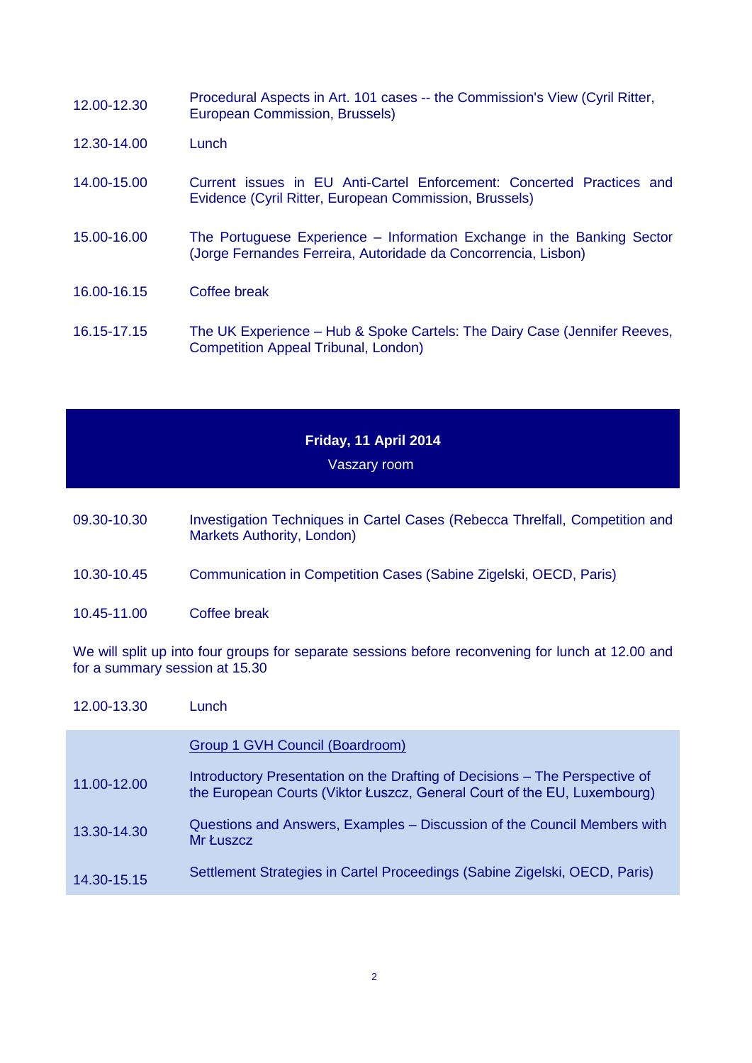| | |
|---|---|
| 12.00-12.30 | Procedural Aspects in Art. 101 cases -- the Commission's View (Cyril Ritter, European Commission, Brussels) |
| 12.30-14.00 | Lunch |
| 14.00-15.00 | Current issues in EU Anti-Cartel Enforcement: Concerted Practices and Evidence (Cyril Ritter, European Commission, Brussels) |
| 15.00-16.00 | The Portuguese Experience – Information Exchange in the Banking Sector (Jorge Fernandes Ferreira, Autoridade da Concorrencia, Lisbon) |
| 16.00-16.15 | Coffee break |
| 16.15-17.15 | The UK Experience – Hub & Spoke Cartels: The Dairy Case (Jennifer Reeves, Competition Appeal Tribunal, London) |

## Friday, 11 April 2014

Vaszary room

| | |
|---|---|
| 09.30-10.30 | Investigation Techniques in Cartel Cases (Rebecca Threlfall, Competition and Markets Authority, London) |
| 10.30-10.45 | Communication in Competition Cases (Sabine Zigelski, OECD, Paris) |
| 10.45-11.00 | Coffee break |

We will split up into four groups for separate sessions before reconvening for lunch at 12.00 and for a summary session at 15.30

| | |
|---|---|
| 12.00-13.30 | Lunch |

| | |
|---|---|
| | Group 1 GVH Council (Boardroom) |
| 11.00-12.00 | Introductory Presentation on the Drafting of Decisions – The Perspective of the European Courts (Viktor Łuszcz, General Court of the EU, Luxembourg) |
| 13.30-14.30 | Questions and Answers, Examples – Discussion of the Council Members with Mr Łuszcz |
| 14.30-15.15 | Settlement Strategies in Cartel Proceedings (Sabine Zigelski, OECD, Paris) |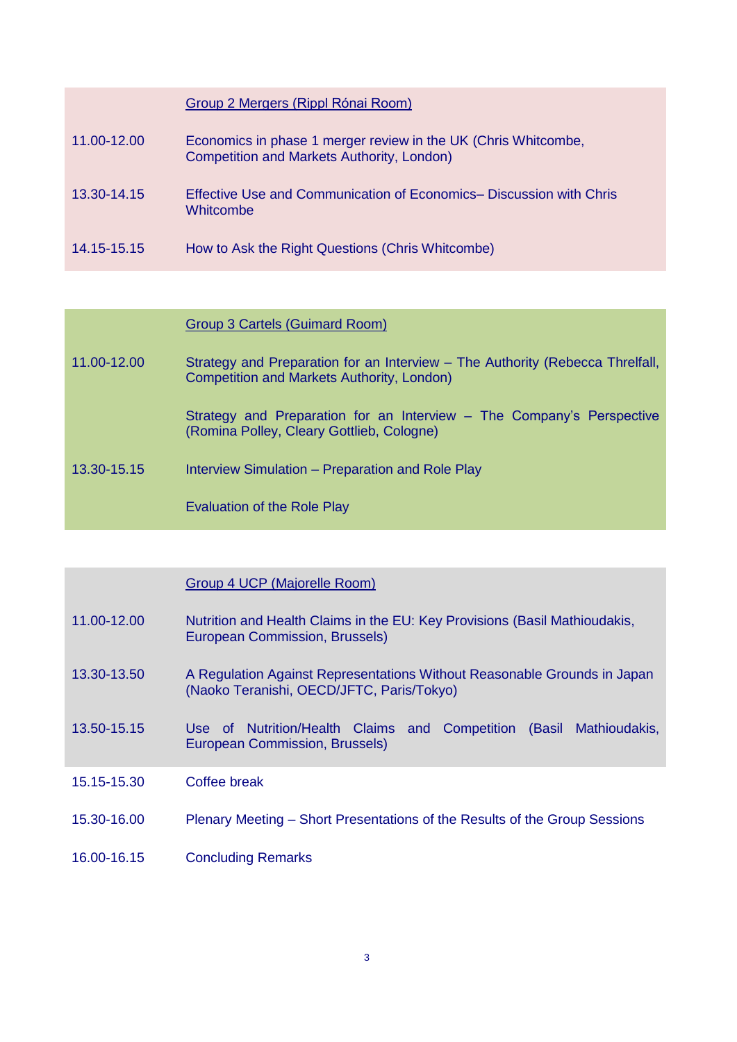Group 2 Mergers (Rippl Rónai Room)

| | |
|---|---|
| 11.00-12.00 | Economics in phase 1 merger review in the UK (Chris Whitcombe, Competition and Markets Authority, London) |
| 13.30-14.15 | Effective Use and Communication of Economics– Discussion with Chris Whitcombe |
| 14.15-15.15 | How to Ask the Right Questions (Chris Whitcombe) |

Group 3 Cartels (Guimard Room)

| | |
|---|---|
| 11.00-12.00 | Strategy and Preparation for an Interview – The Authority (Rebecca Threlfall, Competition and Markets Authority, London) |
| | Strategy and Preparation for an Interview – The Company's Perspective (Romina Polley, Cleary Gottlieb, Cologne) |
| 13.30-15.15 | Interview Simulation – Preparation and Role Play |
| | Evaluation of the Role Play |

Group 4 UCP (Majorelle Room)

| | |
|---|---|
| 11.00-12.00 | Nutrition and Health Claims in the EU: Key Provisions (Basil Mathioudakis, European Commission, Brussels) |
| 13.30-13.50 | A Regulation Against Representations Without Reasonable Grounds in Japan (Naoko Teranishi, OECD/JFTC, Paris/Tokyo) |
| 13.50-15.15 | Use of Nutrition/Health Claims and Competition (Basil Mathioudakis, European Commission, Brussels) |

| | |
|---|---|
| 15.15-15.30 | Coffee break |
| 15.30-16.00 | Plenary Meeting – Short Presentations of the Results of the Group Sessions |
| 16.00-16.15 | Concluding Remarks |